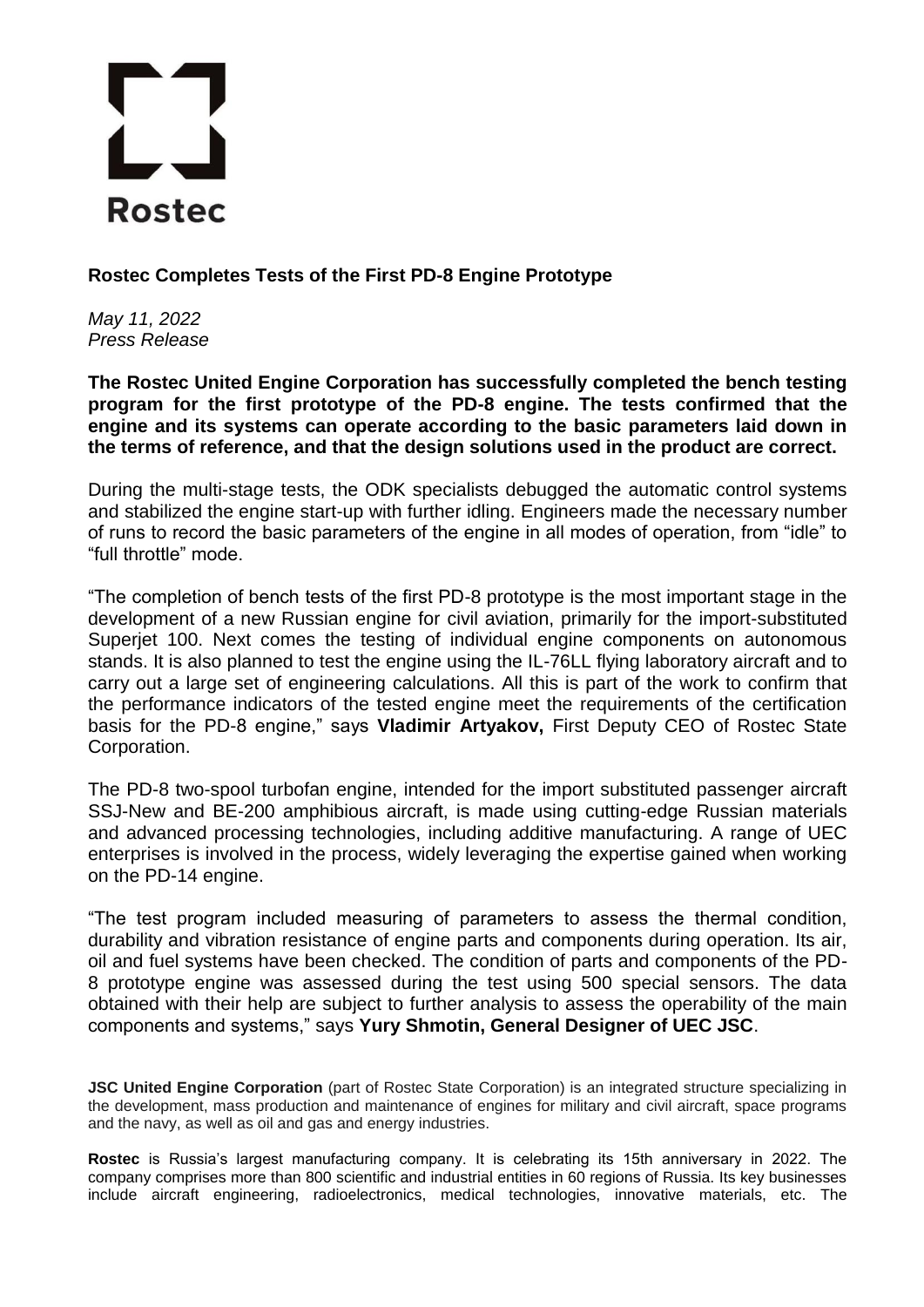Rostec

## Rostec Completes Tests of the First PD-8 Engine Prototype

*May 11, 2022*
*Press Release*

**The Rostec United Engine Corporation has successfully completed the bench testing program for the first prototype of the PD-8 engine. The tests confirmed that the engine and its systems can operate according to the basic parameters laid down in the terms of reference, and that the design solutions used in the product are correct.**

During the multi-stage tests, the ODK specialists debugged the automatic control systems and stabilized the engine start-up with further idling. Engineers made the necessary number of runs to record the basic parameters of the engine in all modes of operation, from "idle" to "full throttle" mode.

"The completion of bench tests of the first PD-8 prototype is the most important stage in the development of a new Russian engine for civil aviation, primarily for the import-substituted Superjet 100. Next comes the testing of individual engine components on autonomous stands. It is also planned to test the engine using the IL-76LL flying laboratory aircraft and to carry out a large set of engineering calculations. All this is part of the work to confirm that the performance indicators of the tested engine meet the requirements of the certification basis for the PD-8 engine," says **Vladimir Artyakov,** First Deputy CEO of Rostec State Corporation.

The PD-8 two-spool turbofan engine, intended for the import substituted passenger aircraft SSJ-New and BE-200 amphibious aircraft, is made using cutting-edge Russian materials and advanced processing technologies, including additive manufacturing. A range of UEC enterprises is involved in the process, widely leveraging the expertise gained when working on the PD-14 engine.

"The test program included measuring of parameters to assess the thermal condition, durability and vibration resistance of engine parts and components during operation. Its air, oil and fuel systems have been checked. The condition of parts and components of the PD-8 prototype engine was assessed during the test using 500 special sensors. The data obtained with their help are subject to further analysis to assess the operability of the main components and systems," says **Yury Shmotin, General Designer of UEC JSC**.

**JSC United Engine Corporation** (part of Rostec State Corporation) is an integrated structure specializing in the development, mass production and maintenance of engines for military and civil aircraft, space programs and the navy, as well as oil and gas and energy industries.

**Rostec** is Russia's largest manufacturing company. It is celebrating its 15th anniversary in 2022. The company comprises more than 800 scientific and industrial entities in 60 regions of Russia. Its key businesses include aircraft engineering, radioelectronics, medical technologies, innovative materials, etc. The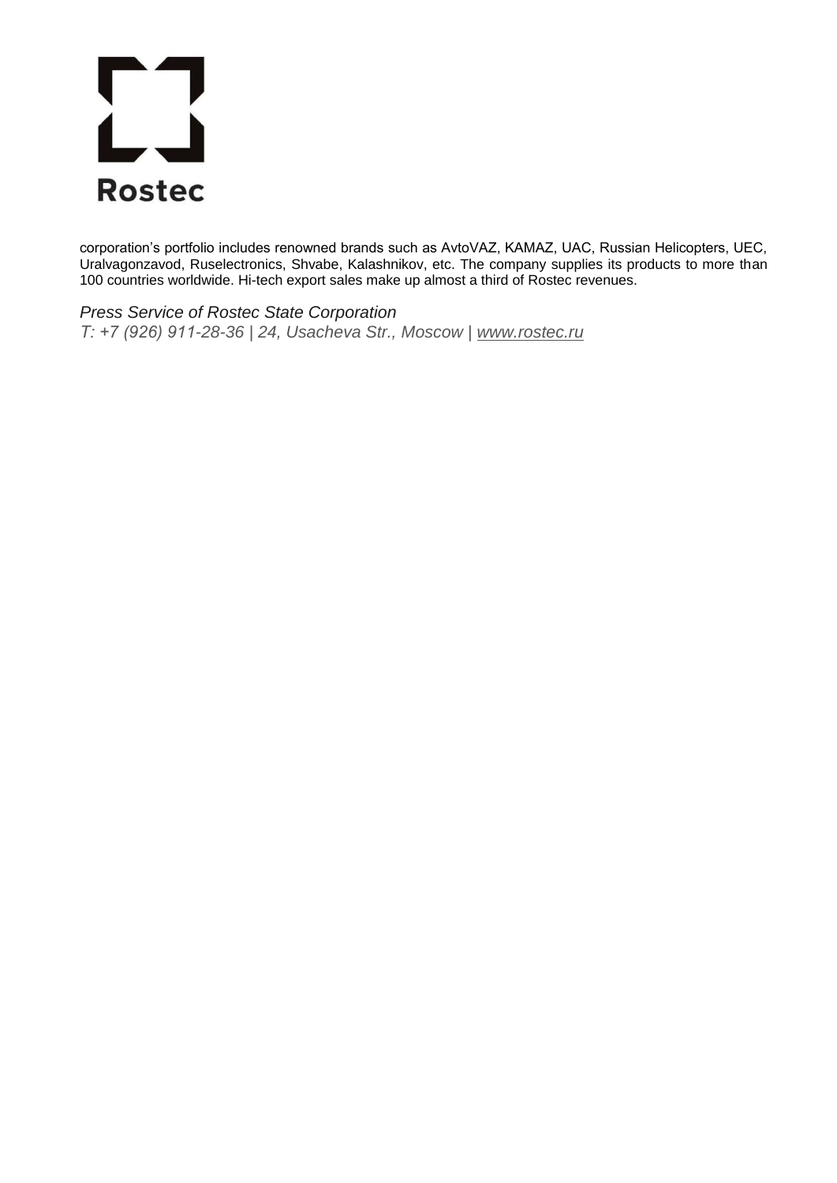corporation's portfolio includes renowned brands such as AvtoVAZ, KAMAZ, UAC, Russian Helicopters, UEC, Uralvagonzavod, Ruselectronics, Shvabe, Kalashnikov, etc. The company supplies its products to more than 100 countries worldwide. Hi-tech export sales make up almost a third of Rostec revenues.

*Press Service of Rostec State Corporation*
*T: +7 (926) 911-28-36 | 24, Usacheva Str., Moscow | www.rostec.ru*